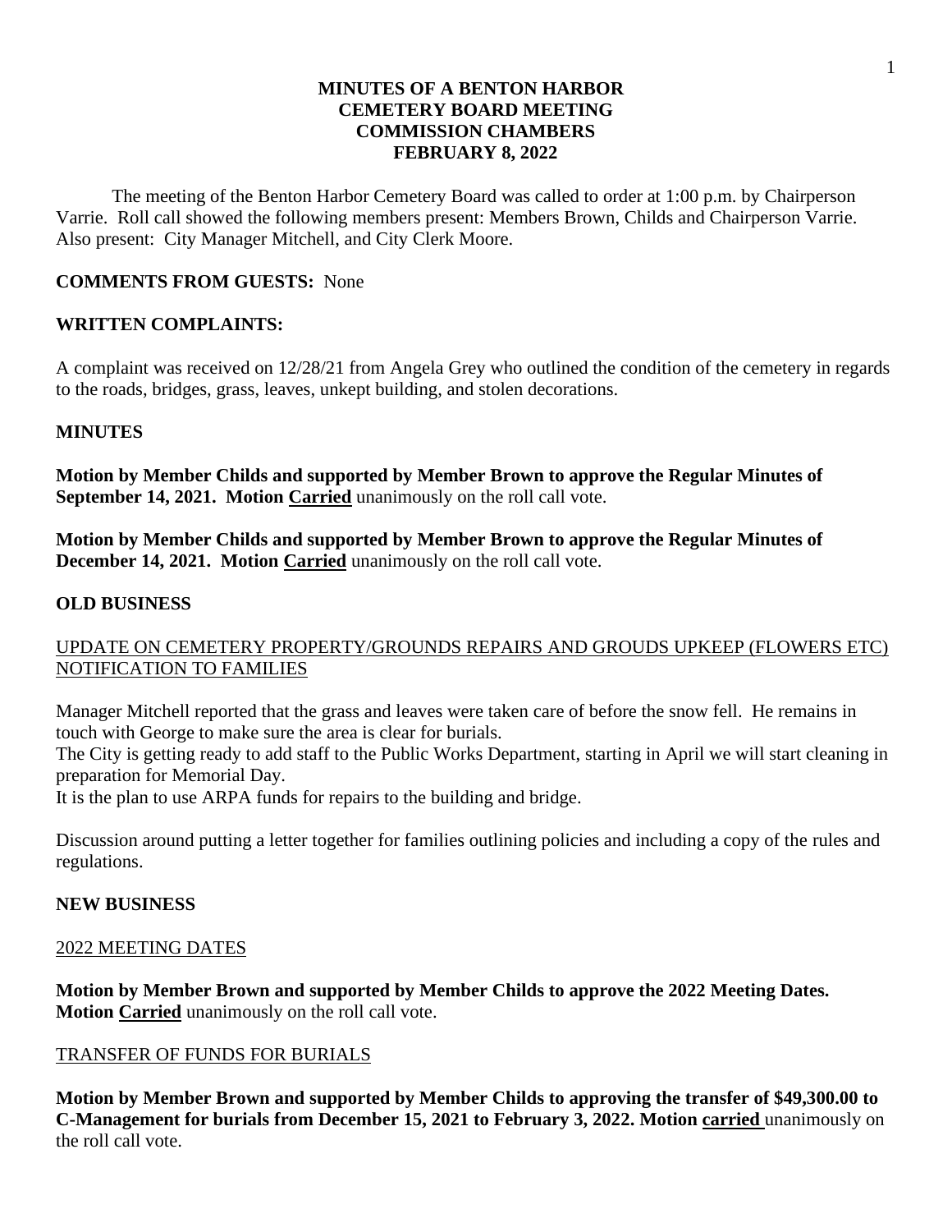# MINUTES OF A BENTON HARBOR CEMETERY BOARD MEETING COMMISSION CHAMBERS FEBRUARY 8, 2022

The meeting of the Benton Harbor Cemetery Board was called to order at 1:00 p.m. by Chairperson Varrie. Roll call showed the following members present: Members Brown, Childs and Chairperson Varrie. Also present: City Manager Mitchell, and City Clerk Moore.

**COMMENTS FROM GUESTS:** None

**WRITTEN COMPLAINTS:**

A complaint was received on 12/28/21 from Angela Grey who outlined the condition of the cemetery in regards to the roads, bridges, grass, leaves, unkept building, and stolen decorations.

**MINUTES**

**Motion by Member Childs and supported by Member Brown to approve the Regular Minutes of September 14, 2021. Motion Carried** unanimously on the roll call vote.

**Motion by Member Childs and supported by Member Brown to approve the Regular Minutes of December 14, 2021. Motion Carried** unanimously on the roll call vote.

**OLD BUSINESS**

UPDATE ON CEMETERY PROPERTY/GROUNDS REPAIRS AND GROUDS UPKEEP (FLOWERS ETC) NOTIFICATION TO FAMILIES

Manager Mitchell reported that the grass and leaves were taken care of before the snow fell. He remains in touch with George to make sure the area is clear for burials.
The City is getting ready to add staff to the Public Works Department, starting in April we will start cleaning in preparation for Memorial Day.
It is the plan to use ARPA funds for repairs to the building and bridge.

Discussion around putting a letter together for families outlining policies and including a copy of the rules and regulations.

**NEW BUSINESS**

2022 MEETING DATES

**Motion by Member Brown and supported by Member Childs to approve the 2022 Meeting Dates. Motion Carried** unanimously on the roll call vote.

TRANSFER OF FUNDS FOR BURIALS

**Motion by Member Brown and supported by Member Childs to approving the transfer of $49,300.00 to C-Management for burials from December 15, 2021 to February 3, 2022. Motion carried** unanimously on the roll call vote.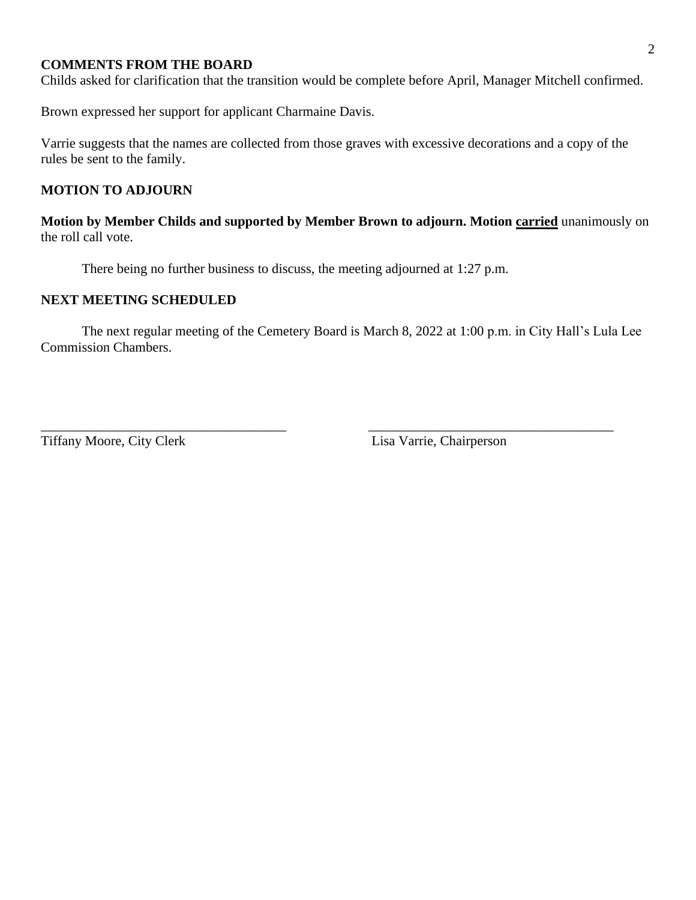**COMMENTS FROM THE BOARD**

Childs asked for clarification that the transition would be complete before April, Manager Mitchell confirmed.

Brown expressed her support for applicant Charmaine Davis.

Varrie suggests that the names are collected from those graves with excessive decorations and a copy of the rules be sent to the family.

**MOTION TO ADJOURN**

**Motion by Member Childs and supported by Member Brown to adjourn. Motion carried** unanimously on the roll call vote.

There being no further business to discuss, the meeting adjourned at 1:27 p.m.

**NEXT MEETING SCHEDULED**

The next regular meeting of the Cemetery Board is March 8, 2022 at 1:00 p.m. in City Hall's Lula Lee Commission Chambers.

_____________________________________ _____________________________________

Tiffany Moore, City Clerk Lisa Varrie, Chairperson